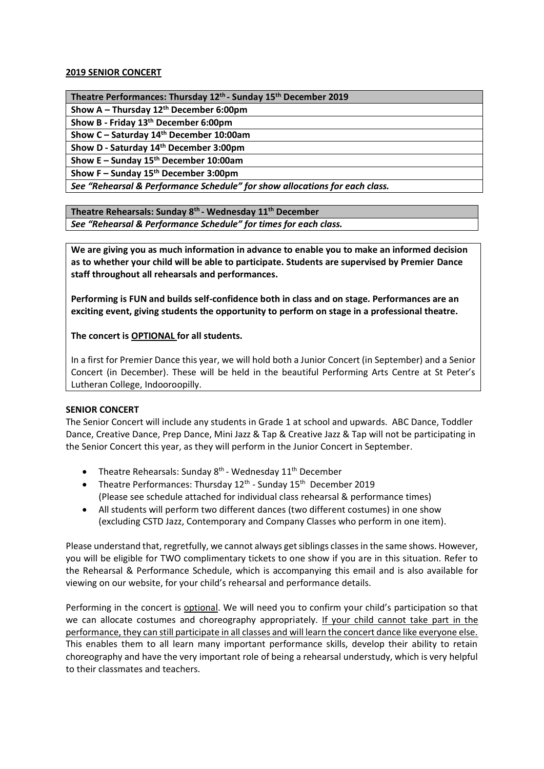**2019 SENIOR CONCERT**

| **Theatre Performances: Thursday 12th - Sunday 15th December 2019** |
|---|
| **Show A – Thursday 12th December 6:00pm** |
| **Show B - Friday 13th December 6:00pm** |
| **Show C – Saturday 14th December 10:00am** |
| **Show D - Saturday 14th December 3:00pm** |
| **Show E – Sunday 15th December 10:00am** |
| **Show F – Sunday 15th December 3:00pm** |
| ***See "Rehearsal & Performance Schedule" for show allocations for each class.*** |

| **Theatre Rehearsals: Sunday 8th - Wednesday 11th December** |
|---|
| ***See "Rehearsal & Performance Schedule" for times for each class.*** |

**We are giving you as much information in advance to enable you to make an informed decision as to whether your child will be able to participate. Students are supervised by Premier Dance staff throughout all rehearsals and performances.**

**Performing is FUN and builds self-confidence both in class and on stage. Performances are an exciting event, giving students the opportunity to perform on stage in a professional theatre.**

**The concert is OPTIONAL for all students.**

In a first for Premier Dance this year, we will hold both a Junior Concert (in September) and a Senior Concert (in December). These will be held in the beautiful Performing Arts Centre at St Peter's Lutheran College, Indooroopilly.

**SENIOR CONCERT**

The Senior Concert will include any students in Grade 1 at school and upwards. ABC Dance, Toddler Dance, Creative Dance, Prep Dance, Mini Jazz & Tap & Creative Jazz & Tap will not be participating in the Senior Concert this year, as they will perform in the Junior Concert in September.

- Theatre Rehearsals: Sunday 8th - Wednesday 11th December
- Theatre Performances: Thursday 12th - Sunday 15th December 2019
  (Please see schedule attached for individual class rehearsal & performance times)
- All students will perform two different dances (two different costumes) in one show (excluding CSTD Jazz, Contemporary and Company Classes who perform in one item).

Please understand that, regretfully, we cannot always get siblings classes in the same shows. However, you will be eligible for TWO complimentary tickets to one show if you are in this situation. Refer to the Rehearsal & Performance Schedule, which is accompanying this email and is also available for viewing on our website, for your child's rehearsal and performance details.

Performing in the concert is optional. We will need you to confirm your child's participation so that we can allocate costumes and choreography appropriately. If your child cannot take part in the performance, they can still participate in all classes and will learn the concert dance like everyone else. This enables them to all learn many important performance skills, develop their ability to retain choreography and have the very important role of being a rehearsal understudy, which is very helpful to their classmates and teachers.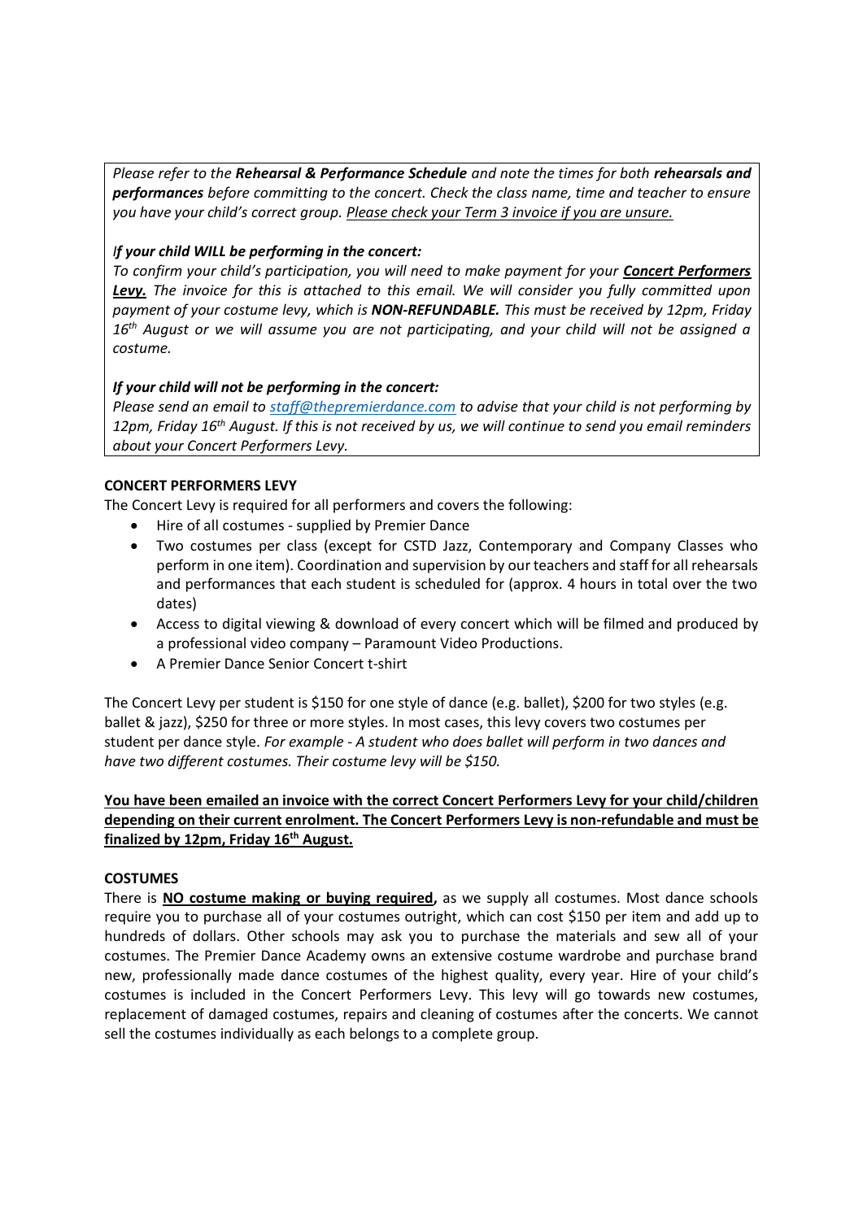*Please refer to the **Rehearsal & Performance Schedule** and note the times for both **rehearsals and performances** before committing to the concert. Check the class name, time and teacher to ensure you have your child's correct group. <u>Please check your Term 3 invoice if you are unsure.</u>*

***If your child WILL be performing in the concert:***
*To confirm your child's participation, you will need to make payment for your **<u>Concert Performers Levy.</u>** The invoice for this is attached to this email. We will consider you fully committed upon payment of your costume levy, which is **NON-REFUNDABLE.** This must be received by 12pm, Friday 16th August or we will assume you are not participating, and your child will not be assigned a costume.*

***If your child will not be performing in the concert:***
*Please send an email to <u>staff@thepremierdance.com</u> to advise that your child is not performing by 12pm, Friday 16th August. If this is not received by us, we will continue to send you email reminders about your Concert Performers Levy.*

**CONCERT PERFORMERS LEVY**

The Concert Levy is required for all performers and covers the following:

- Hire of all costumes - supplied by Premier Dance
- Two costumes per class (except for CSTD Jazz, Contemporary and Company Classes who perform in one item). Coordination and supervision by our teachers and staff for all rehearsals and performances that each student is scheduled for (approx. 4 hours in total over the two dates)
- Access to digital viewing & download of every concert which will be filmed and produced by a professional video company – Paramount Video Productions.
- A Premier Dance Senior Concert t-shirt

The Concert Levy per student is $150 for one style of dance (e.g. ballet), $200 for two styles (e.g. ballet & jazz), $250 for three or more styles. In most cases, this levy covers two costumes per student per dance style. *For example - A student who does ballet will perform in two dances and have two different costumes. Their costume levy will be $150.*

**<u>You have been emailed an invoice with the correct Concert Performers Levy for your child/children depending on their current enrolment. The Concert Performers Levy is non-refundable and must be finalized by 12pm, Friday 16th August.</u>**

**COSTUMES**

There is **<u>NO costume making or buying required</u>,** as we supply all costumes. Most dance schools require you to purchase all of your costumes outright, which can cost $150 per item and add up to hundreds of dollars. Other schools may ask you to purchase the materials and sew all of your costumes. The Premier Dance Academy owns an extensive costume wardrobe and purchase brand new, professionally made dance costumes of the highest quality, every year. Hire of your child's costumes is included in the Concert Performers Levy. This levy will go towards new costumes, replacement of damaged costumes, repairs and cleaning of costumes after the concerts. We cannot sell the costumes individually as each belongs to a complete group.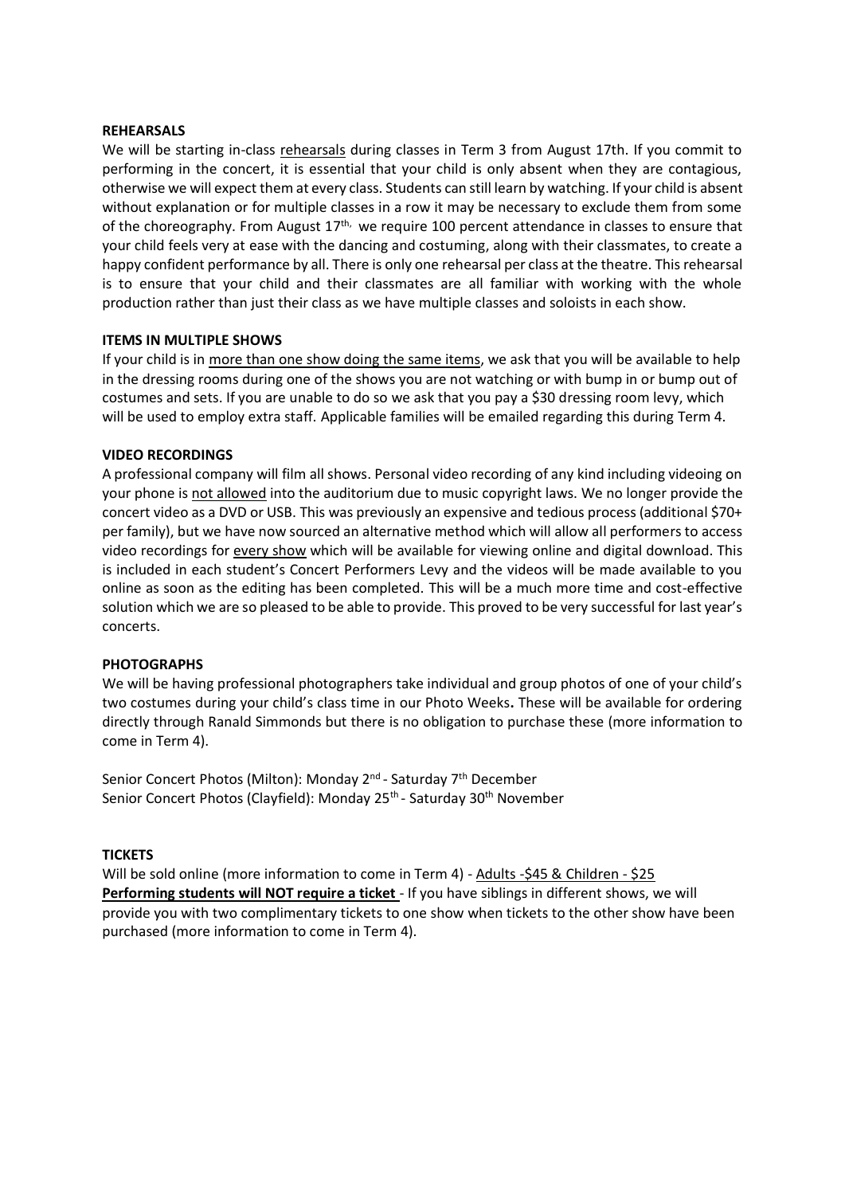**REHEARSALS**

We will be starting in-class rehearsals during classes in Term 3 from August 17th. If you commit to performing in the concert, it is essential that your child is only absent when they are contagious, otherwise we will expect them at every class. Students can still learn by watching. If your child is absent without explanation or for multiple classes in a row it may be necessary to exclude them from some of the choreography. From August 17th, we require 100 percent attendance in classes to ensure that your child feels very at ease with the dancing and costuming, along with their classmates, to create a happy confident performance by all. There is only one rehearsal per class at the theatre. This rehearsal is to ensure that your child and their classmates are all familiar with working with the whole production rather than just their class as we have multiple classes and soloists in each show.

**ITEMS IN MULTIPLE SHOWS**

If your child is in more than one show doing the same items, we ask that you will be available to help in the dressing rooms during one of the shows you are not watching or with bump in or bump out of costumes and sets. If you are unable to do so we ask that you pay a $30 dressing room levy, which will be used to employ extra staff. Applicable families will be emailed regarding this during Term 4.

**VIDEO RECORDINGS**

A professional company will film all shows. Personal video recording of any kind including videoing on your phone is not allowed into the auditorium due to music copyright laws. We no longer provide the concert video as a DVD or USB. This was previously an expensive and tedious process (additional $70+ per family), but we have now sourced an alternative method which will allow all performers to access video recordings for every show which will be available for viewing online and digital download. This is included in each student's Concert Performers Levy and the videos will be made available to you online as soon as the editing has been completed. This will be a much more time and cost-effective solution which we are so pleased to be able to provide. This proved to be very successful for last year's concerts.

**PHOTOGRAPHS**

We will be having professional photographers take individual and group photos of one of your child's two costumes during your child's class time in our Photo Weeks**.** These will be available for ordering directly through Ranald Simmonds but there is no obligation to purchase these (more information to come in Term 4).

Senior Concert Photos (Milton): Monday 2nd - Saturday 7th December
Senior Concert Photos (Clayfield): Monday 25th - Saturday 30th November

**TICKETS**

Will be sold online (more information to come in Term 4) - Adults -$45 & Children - $25
**Performing students will NOT require a ticket** - If you have siblings in different shows, we will provide you with two complimentary tickets to one show when tickets to the other show have been purchased (more information to come in Term 4).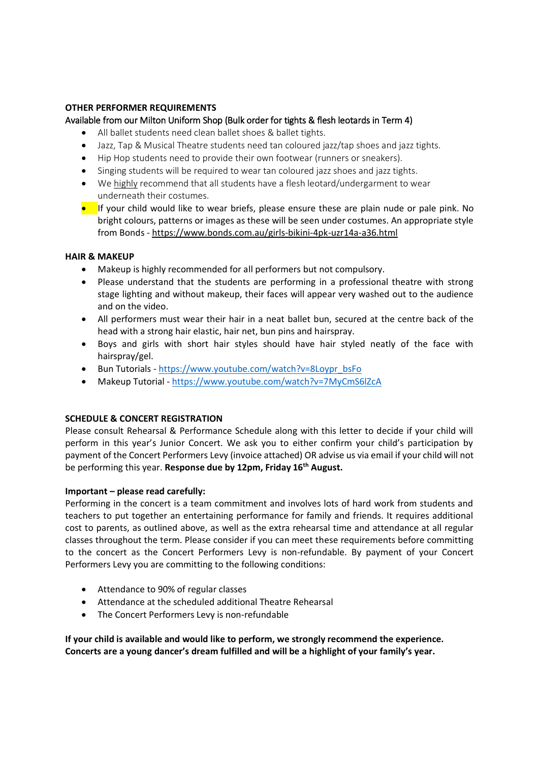**OTHER PERFORMER REQUIREMENTS**

Available from our Milton Uniform Shop (Bulk order for tights & flesh leotards in Term 4)

- All ballet students need clean ballet shoes & ballet tights.
- Jazz, Tap & Musical Theatre students need tan coloured jazz/tap shoes and jazz tights.
- Hip Hop students need to provide their own footwear (runners or sneakers).
- Singing students will be required to wear tan coloured jazz shoes and jazz tights.
- We highly recommend that all students have a flesh leotard/undergarment to wear underneath their costumes.
- If your child would like to wear briefs, please ensure these are plain nude or pale pink. No bright colours, patterns or images as these will be seen under costumes. An appropriate style from Bonds - https://www.bonds.com.au/girls-bikini-4pk-uzr14a-a36.html

**HAIR & MAKEUP**

- Makeup is highly recommended for all performers but not compulsory.
- Please understand that the students are performing in a professional theatre with strong stage lighting and without makeup, their faces will appear very washed out to the audience and on the video.
- All performers must wear their hair in a neat ballet bun, secured at the centre back of the head with a strong hair elastic, hair net, bun pins and hairspray.
- Boys and girls with short hair styles should have hair styled neatly of the face with hairspray/gel.
- Bun Tutorials - https://www.youtube.com/watch?v=8Loypr_bsFo
- Makeup Tutorial - https://www.youtube.com/watch?v=7MyCmS6lZcA

**SCHEDULE & CONCERT REGISTRATION**

Please consult Rehearsal & Performance Schedule along with this letter to decide if your child will perform in this year's Junior Concert. We ask you to either confirm your child's participation by payment of the Concert Performers Levy (invoice attached) OR advise us via email if your child will not be performing this year. **Response due by 12pm, Friday 16th August.**

**Important – please read carefully:**

Performing in the concert is a team commitment and involves lots of hard work from students and teachers to put together an entertaining performance for family and friends. It requires additional cost to parents, as outlined above, as well as the extra rehearsal time and attendance at all regular classes throughout the term. Please consider if you can meet these requirements before committing to the concert as the Concert Performers Levy is non-refundable. By payment of your Concert Performers Levy you are committing to the following conditions:

- Attendance to 90% of regular classes
- Attendance at the scheduled additional Theatre Rehearsal
- The Concert Performers Levy is non-refundable

**If your child is available and would like to perform, we strongly recommend the experience. Concerts are a young dancer's dream fulfilled and will be a highlight of your family's year.**